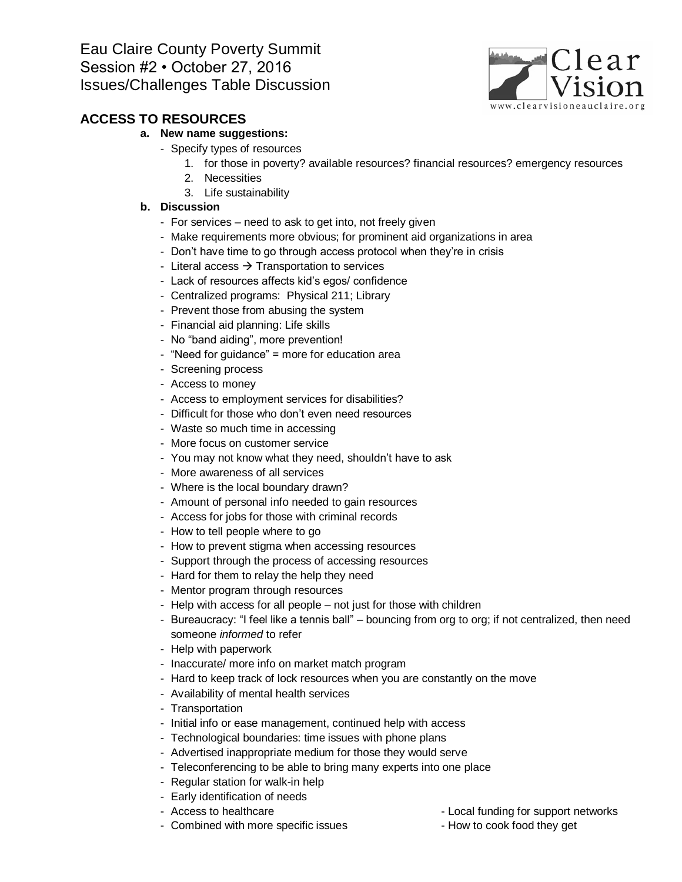Eau Claire County Poverty Summit
Session #2 • October 27, 2016
Issues/Challenges Table Discussion

## ACCESS TO RESOURCES

**a. New name suggestions:**

- Specify types of resources
  1. for those in poverty? available resources? financial resources? emergency resources
  2. Necessities
  3. Life sustainability

**b. Discussion**

- For services – need to ask to get into, not freely given
- Make requirements more obvious; for prominent aid organizations in area
- Don't have time to go through access protocol when they're in crisis
- Literal access → Transportation to services
- Lack of resources affects kid's egos/ confidence
- Centralized programs: Physical 211; Library
- Prevent those from abusing the system
- Financial aid planning: Life skills
- No "band aiding", more prevention!
- "Need for guidance" = more for education area
- Screening process
- Access to money
- Access to employment services for disabilities?
- Difficult for those who don't even need resources
- Waste so much time in accessing
- More focus on customer service
- You may not know what they need, shouldn't have to ask
- More awareness of all services
- Where is the local boundary drawn?
- Amount of personal info needed to gain resources
- Access for jobs for those with criminal records
- How to tell people where to go
- How to prevent stigma when accessing resources
- Support through the process of accessing resources
- Hard for them to relay the help they need
- Mentor program through resources
- Help with access for all people – not just for those with children
- Bureaucracy: "I feel like a tennis ball" – bouncing from org to org; if not centralized, then need someone *informed* to refer
- Help with paperwork
- Inaccurate/ more info on market match program
- Hard to keep track of lock resources when you are constantly on the move
- Availability of mental health services
- Transportation
- Initial info or ease management, continued help with access
- Technological boundaries: time issues with phone plans
- Advertised inappropriate medium for those they would serve
- Teleconferencing to be able to bring many experts into one place
- Regular station for walk-in help
- Early identification of needs
- Access to healthcare
- Combined with more specific issues
- Local funding for support networks
- How to cook food they get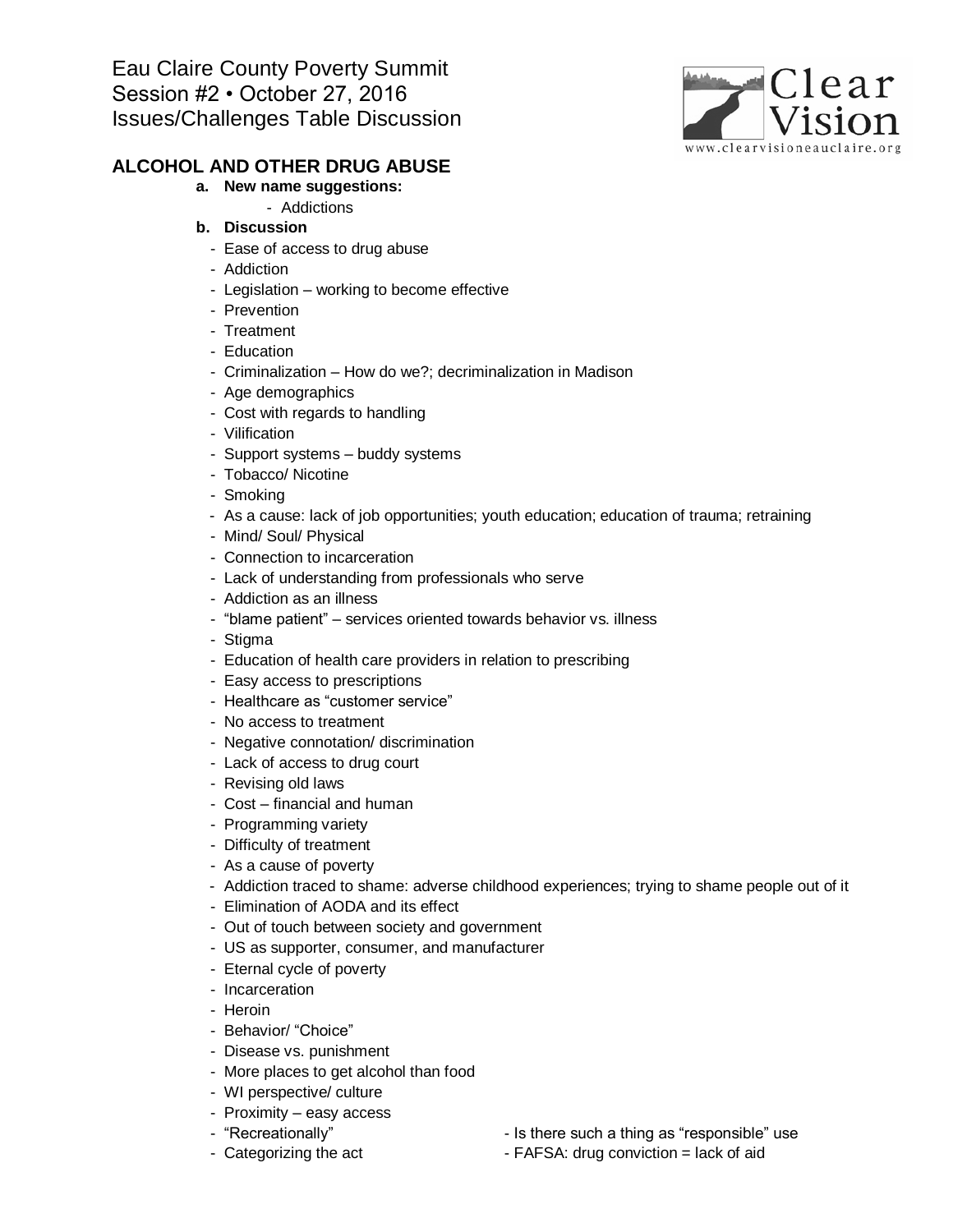Eau Claire County Poverty Summit
Session #2 • October 27, 2016
Issues/Challenges Table Discussion

## ALCOHOL AND OTHER DRUG ABUSE

**a. New name suggestions:**

- Addictions

**b. Discussion**

- Ease of access to drug abuse
- Addiction
- Legislation – working to become effective
- Prevention
- Treatment
- Education
- Criminalization – How do we?; decriminalization in Madison
- Age demographics
- Cost with regards to handling
- Vilification
- Support systems – buddy systems
- Tobacco/ Nicotine
- Smoking
- As a cause: lack of job opportunities; youth education; education of trauma; retraining
- Mind/ Soul/ Physical
- Connection to incarceration
- Lack of understanding from professionals who serve
- Addiction as an illness
- "blame patient" – services oriented towards behavior vs. illness
- Stigma
- Education of health care providers in relation to prescribing
- Easy access to prescriptions
- Healthcare as "customer service"
- No access to treatment
- Negative connotation/ discrimination
- Lack of access to drug court
- Revising old laws
- Cost – financial and human
- Programming variety
- Difficulty of treatment
- As a cause of poverty
- Addiction traced to shame: adverse childhood experiences; trying to shame people out of it
- Elimination of AODA and its effect
- Out of touch between society and government
- US as supporter, consumer, and manufacturer
- Eternal cycle of poverty
- Incarceration
- Heroin
- Behavior/ "Choice"
- Disease vs. punishment
- More places to get alcohol than food
- WI perspective/ culture
- Proximity – easy access
- "Recreationally"
- Categorizing the act
- Is there such a thing as "responsible" use
- FAFSA: drug conviction = lack of aid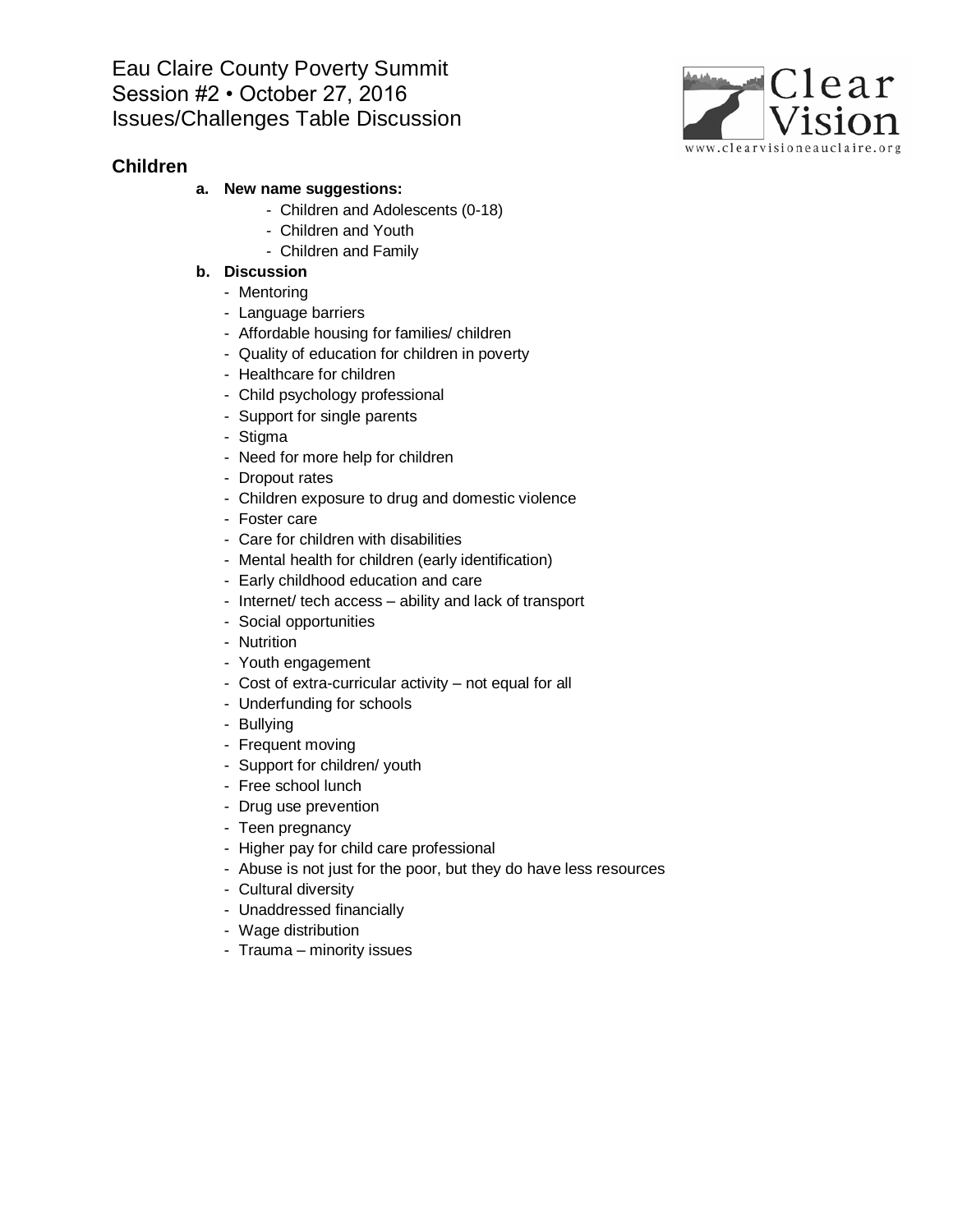Eau Claire County Poverty Summit
Session #2 • October 27, 2016
Issues/Challenges Table Discussion

## Children

**a. New name suggestions:**

- Children and Adolescents (0-18)
- Children and Youth
- Children and Family

**b. Discussion**

- Mentoring
- Language barriers
- Affordable housing for families/ children
- Quality of education for children in poverty
- Healthcare for children
- Child psychology professional
- Support for single parents
- Stigma
- Need for more help for children
- Dropout rates
- Children exposure to drug and domestic violence
- Foster care
- Care for children with disabilities
- Mental health for children (early identification)
- Early childhood education and care
- Internet/ tech access – ability and lack of transport
- Social opportunities
- Nutrition
- Youth engagement
- Cost of extra-curricular activity – not equal for all
- Underfunding for schools
- Bullying
- Frequent moving
- Support for children/ youth
- Free school lunch
- Drug use prevention
- Teen pregnancy
- Higher pay for child care professional
- Abuse is not just for the poor, but they do have less resources
- Cultural diversity
- Unaddressed financially
- Wage distribution
- Trauma – minority issues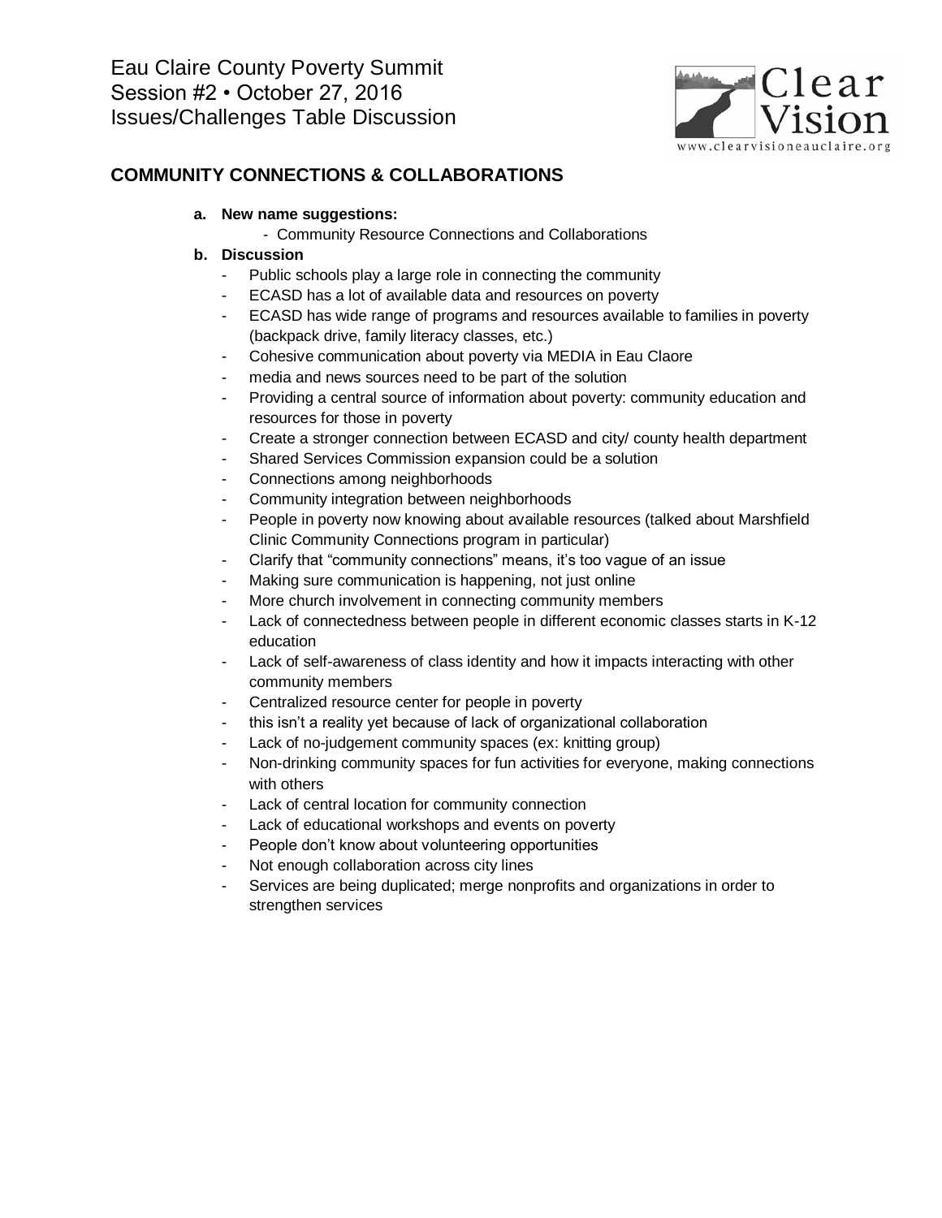Eau Claire County Poverty Summit
Session #2 • October 27, 2016
Issues/Challenges Table Discussion

## COMMUNITY CONNECTIONS & COLLABORATIONS

a. **New name suggestions:**
    - Community Resource Connections and Collaborations

b. **Discussion**
    - Public schools play a large role in connecting the community
    - ECASD has a lot of available data and resources on poverty
    - ECASD has wide range of programs and resources available to families in poverty (backpack drive, family literacy classes, etc.)
    - Cohesive communication about poverty via MEDIA in Eau Claore
    - media and news sources need to be part of the solution
    - Providing a central source of information about poverty: community education and resources for those in poverty
    - Create a stronger connection between ECASD and city/ county health department
    - Shared Services Commission expansion could be a solution
    - Connections among neighborhoods
    - Community integration between neighborhoods
    - People in poverty now knowing about available resources (talked about Marshfield Clinic Community Connections program in particular)
    - Clarify that "community connections" means, it's too vague of an issue
    - Making sure communication is happening, not just online
    - More church involvement in connecting community members
    - Lack of connectedness between people in different economic classes starts in K-12 education
    - Lack of self-awareness of class identity and how it impacts interacting with other community members
    - Centralized resource center for people in poverty
    - this isn't a reality yet because of lack of organizational collaboration
    - Lack of no-judgement community spaces (ex: knitting group)
    - Non-drinking community spaces for fun activities for everyone, making connections with others
    - Lack of central location for community connection
    - Lack of educational workshops and events on poverty
    - People don't know about volunteering opportunities
    - Not enough collaboration across city lines
    - Services are being duplicated; merge nonprofits and organizations in order to strengthen services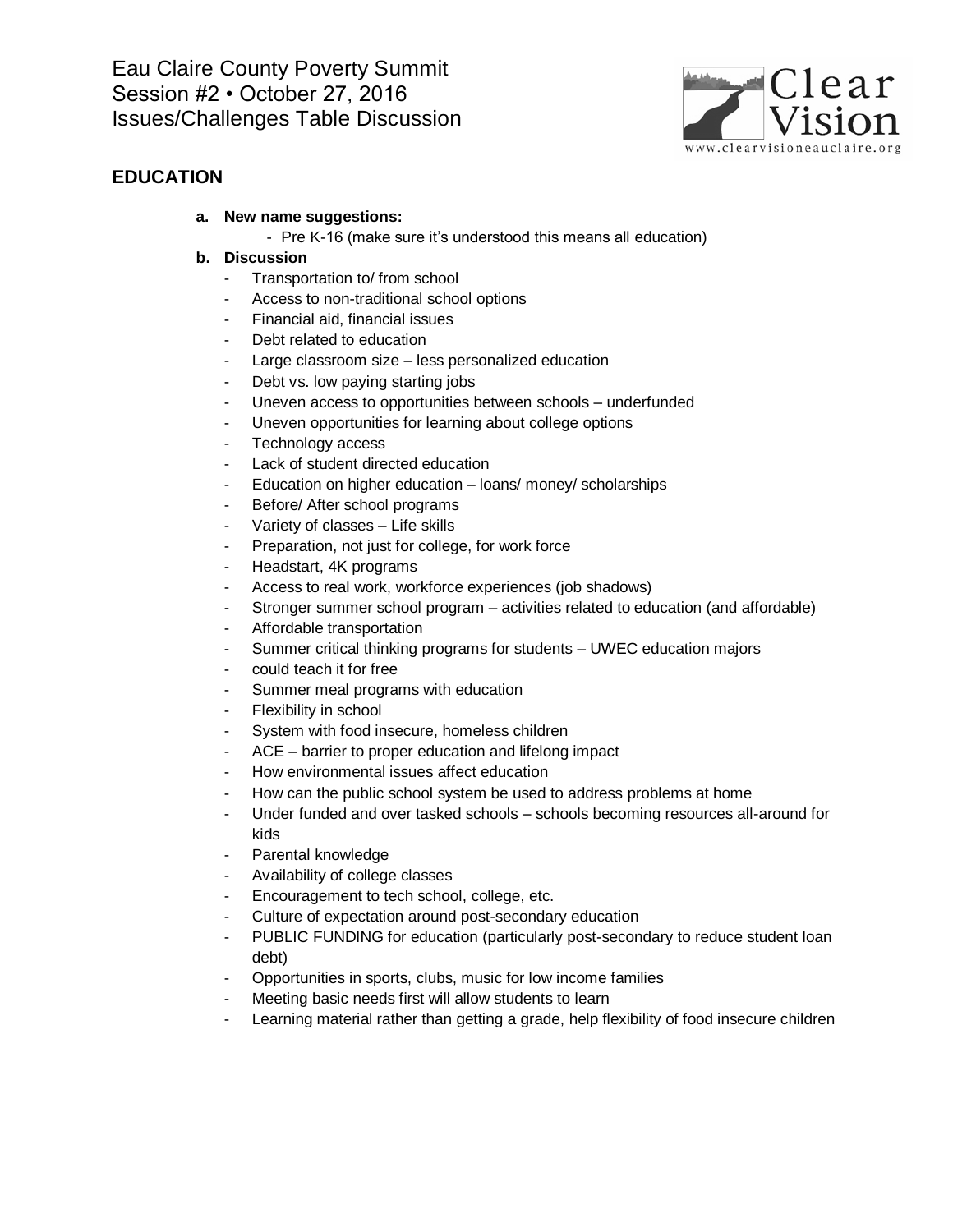Eau Claire County Poverty Summit
Session #2 • October 27, 2016
Issues/Challenges Table Discussion

## EDUCATION

a. **New name suggestions:**
   - Pre K-16 (make sure it's understood this means all education)

b. **Discussion**
   - Transportation to/ from school
   - Access to non-traditional school options
   - Financial aid, financial issues
   - Debt related to education
   - Large classroom size – less personalized education
   - Debt vs. low paying starting jobs
   - Uneven access to opportunities between schools – underfunded
   - Uneven opportunities for learning about college options
   - Technology access
   - Lack of student directed education
   - Education on higher education – loans/ money/ scholarships
   - Before/ After school programs
   - Variety of classes – Life skills
   - Preparation, not just for college, for work force
   - Headstart, 4K programs
   - Access to real work, workforce experiences (job shadows)
   - Stronger summer school program – activities related to education (and affordable)
   - Affordable transportation
   - Summer critical thinking programs for students – UWEC education majors
   - could teach it for free
   - Summer meal programs with education
   - Flexibility in school
   - System with food insecure, homeless children
   - ACE – barrier to proper education and lifelong impact
   - How environmental issues affect education
   - How can the public school system be used to address problems at home
   - Under funded and over tasked schools – schools becoming resources all-around for kids
   - Parental knowledge
   - Availability of college classes
   - Encouragement to tech school, college, etc.
   - Culture of expectation around post-secondary education
   - PUBLIC FUNDING for education (particularly post-secondary to reduce student loan debt)
   - Opportunities in sports, clubs, music for low income families
   - Meeting basic needs first will allow students to learn
   - Learning material rather than getting a grade, help flexibility of food insecure children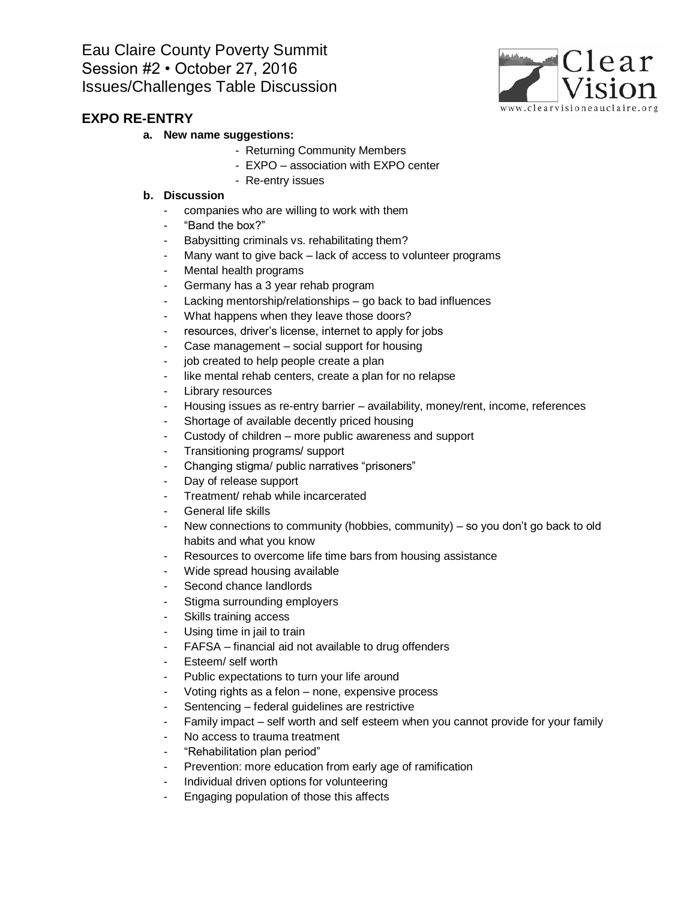Eau Claire County Poverty Summit
Session #2 • October 27, 2016
Issues/Challenges Table Discussion

## EXPO RE-ENTRY

**a. New name suggestions:**

- Returning Community Members
- EXPO – association with EXPO center
- Re-entry issues

**b. Discussion**

- companies who are willing to work with them
- "Band the box?"
- Babysitting criminals vs. rehabilitating them?
- Many want to give back – lack of access to volunteer programs
- Mental health programs
- Germany has a 3 year rehab program
- Lacking mentorship/relationships – go back to bad influences
- What happens when they leave those doors?
- resources, driver's license, internet to apply for jobs
- Case management – social support for housing
- job created to help people create a plan
- like mental rehab centers, create a plan for no relapse
- Library resources
- Housing issues as re-entry barrier – availability, money/rent, income, references
- Shortage of available decently priced housing
- Custody of children – more public awareness and support
- Transitioning programs/ support
- Changing stigma/ public narratives "prisoners"
- Day of release support
- Treatment/ rehab while incarcerated
- General life skills
- New connections to community (hobbies, community) – so you don't go back to old habits and what you know
- Resources to overcome life time bars from housing assistance
- Wide spread housing available
- Second chance landlords
- Stigma surrounding employers
- Skills training access
- Using time in jail to train
- FAFSA – financial aid not available to drug offenders
- Esteem/ self worth
- Public expectations to turn your life around
- Voting rights as a felon – none, expensive process
- Sentencing – federal guidelines are restrictive
- Family impact – self worth and self esteem when you cannot provide for your family
- No access to trauma treatment
- "Rehabilitation plan period"
- Prevention: more education from early age of ramification
- Individual driven options for volunteering
- Engaging population of those this affects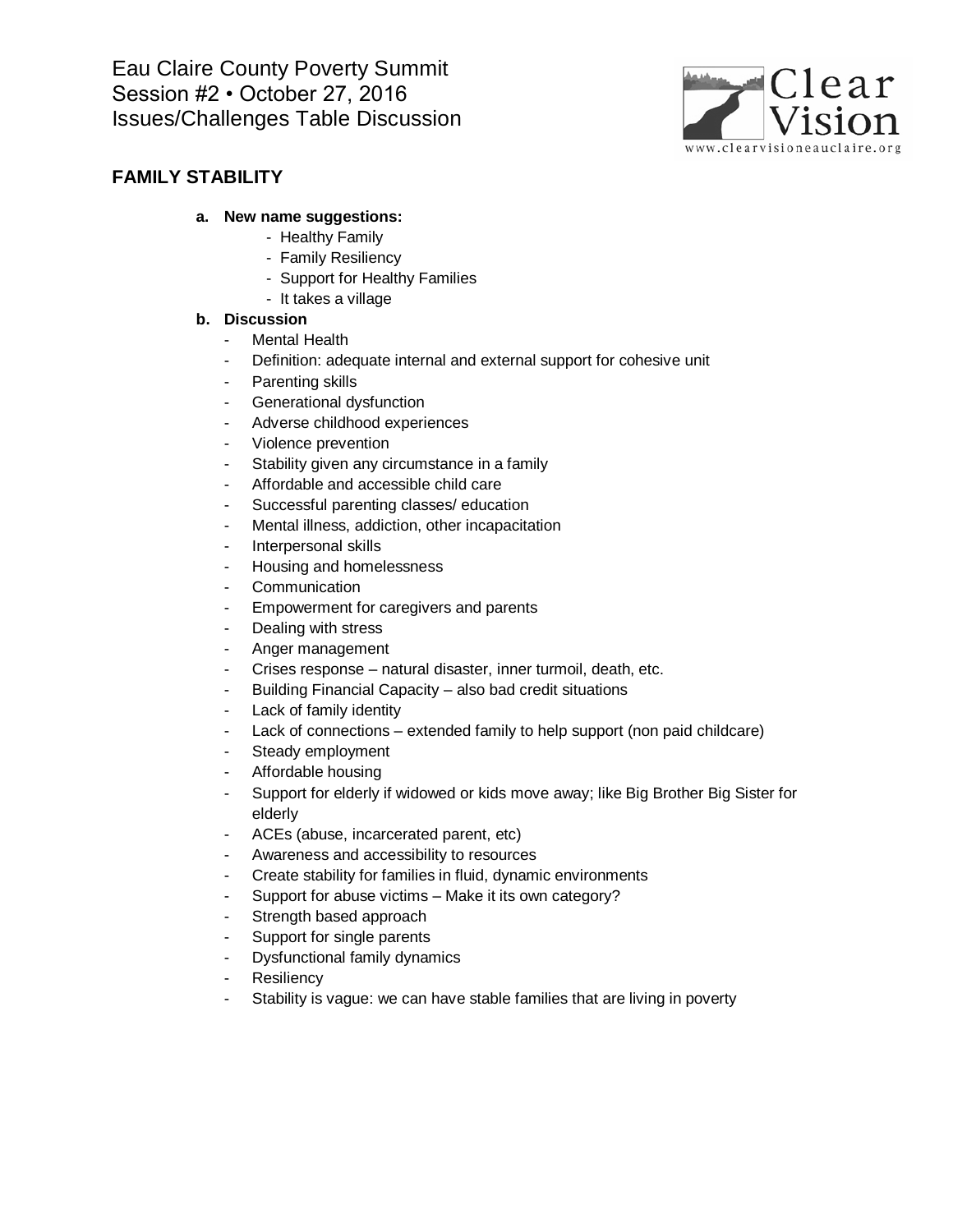Eau Claire County Poverty Summit
Session #2 • October 27, 2016
Issues/Challenges Table Discussion

## FAMILY STABILITY

**a. New name suggestions:**

- Healthy Family
- Family Resiliency
- Support for Healthy Families
- It takes a village

**b. Discussion**

- Mental Health
- Definition: adequate internal and external support for cohesive unit
- Parenting skills
- Generational dysfunction
- Adverse childhood experiences
- Violence prevention
- Stability given any circumstance in a family
- Affordable and accessible child care
- Successful parenting classes/ education
- Mental illness, addiction, other incapacitation
- Interpersonal skills
- Housing and homelessness
- Communication
- Empowerment for caregivers and parents
- Dealing with stress
- Anger management
- Crises response – natural disaster, inner turmoil, death, etc.
- Building Financial Capacity – also bad credit situations
- Lack of family identity
- Lack of connections – extended family to help support (non paid childcare)
- Steady employment
- Affordable housing
- Support for elderly if widowed or kids move away; like Big Brother Big Sister for elderly
- ACEs (abuse, incarcerated parent, etc)
- Awareness and accessibility to resources
- Create stability for families in fluid, dynamic environments
- Support for abuse victims – Make it its own category?
- Strength based approach
- Support for single parents
- Dysfunctional family dynamics
- Resiliency
- Stability is vague: we can have stable families that are living in poverty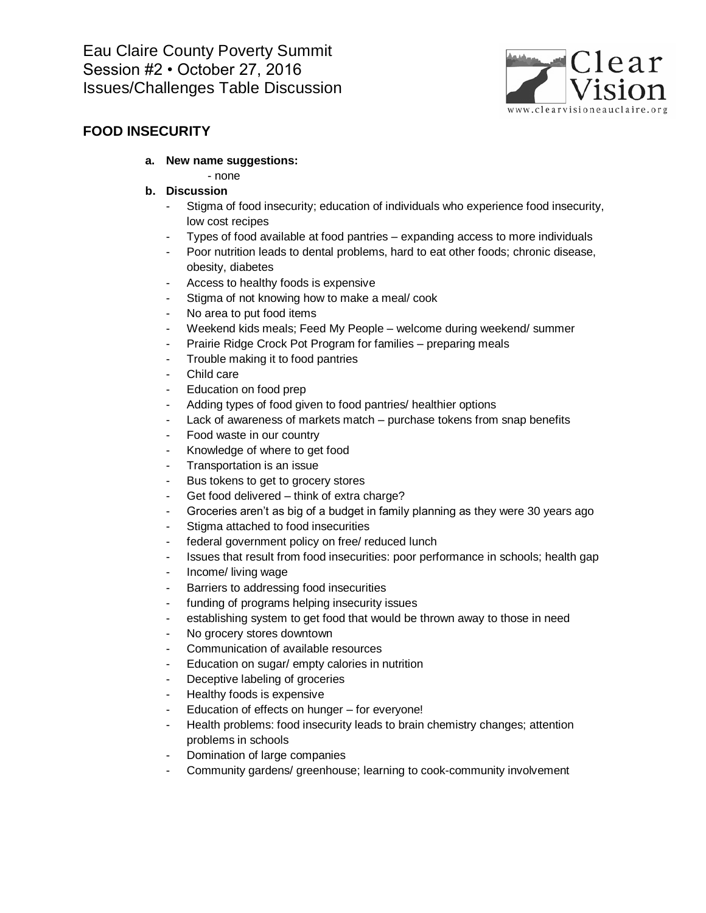Eau Claire County Poverty Summit
Session #2 • October 27, 2016
Issues/Challenges Table Discussion

## FOOD INSECURITY

**a. New name suggestions:**

- none

**b. Discussion**

- Stigma of food insecurity; education of individuals who experience food insecurity, low cost recipes
- Types of food available at food pantries – expanding access to more individuals
- Poor nutrition leads to dental problems, hard to eat other foods; chronic disease, obesity, diabetes
- Access to healthy foods is expensive
- Stigma of not knowing how to make a meal/ cook
- No area to put food items
- Weekend kids meals; Feed My People – welcome during weekend/ summer
- Prairie Ridge Crock Pot Program for families – preparing meals
- Trouble making it to food pantries
- Child care
- Education on food prep
- Adding types of food given to food pantries/ healthier options
- Lack of awareness of markets match – purchase tokens from snap benefits
- Food waste in our country
- Knowledge of where to get food
- Transportation is an issue
- Bus tokens to get to grocery stores
- Get food delivered – think of extra charge?
- Groceries aren't as big of a budget in family planning as they were 30 years ago
- Stigma attached to food insecurities
- federal government policy on free/ reduced lunch
- Issues that result from food insecurities: poor performance in schools; health gap
- Income/ living wage
- Barriers to addressing food insecurities
- funding of programs helping insecurity issues
- establishing system to get food that would be thrown away to those in need
- No grocery stores downtown
- Communication of available resources
- Education on sugar/ empty calories in nutrition
- Deceptive labeling of groceries
- Healthy foods is expensive
- Education of effects on hunger – for everyone!
- Health problems: food insecurity leads to brain chemistry changes; attention problems in schools
- Domination of large companies
- Community gardens/ greenhouse; learning to cook-community involvement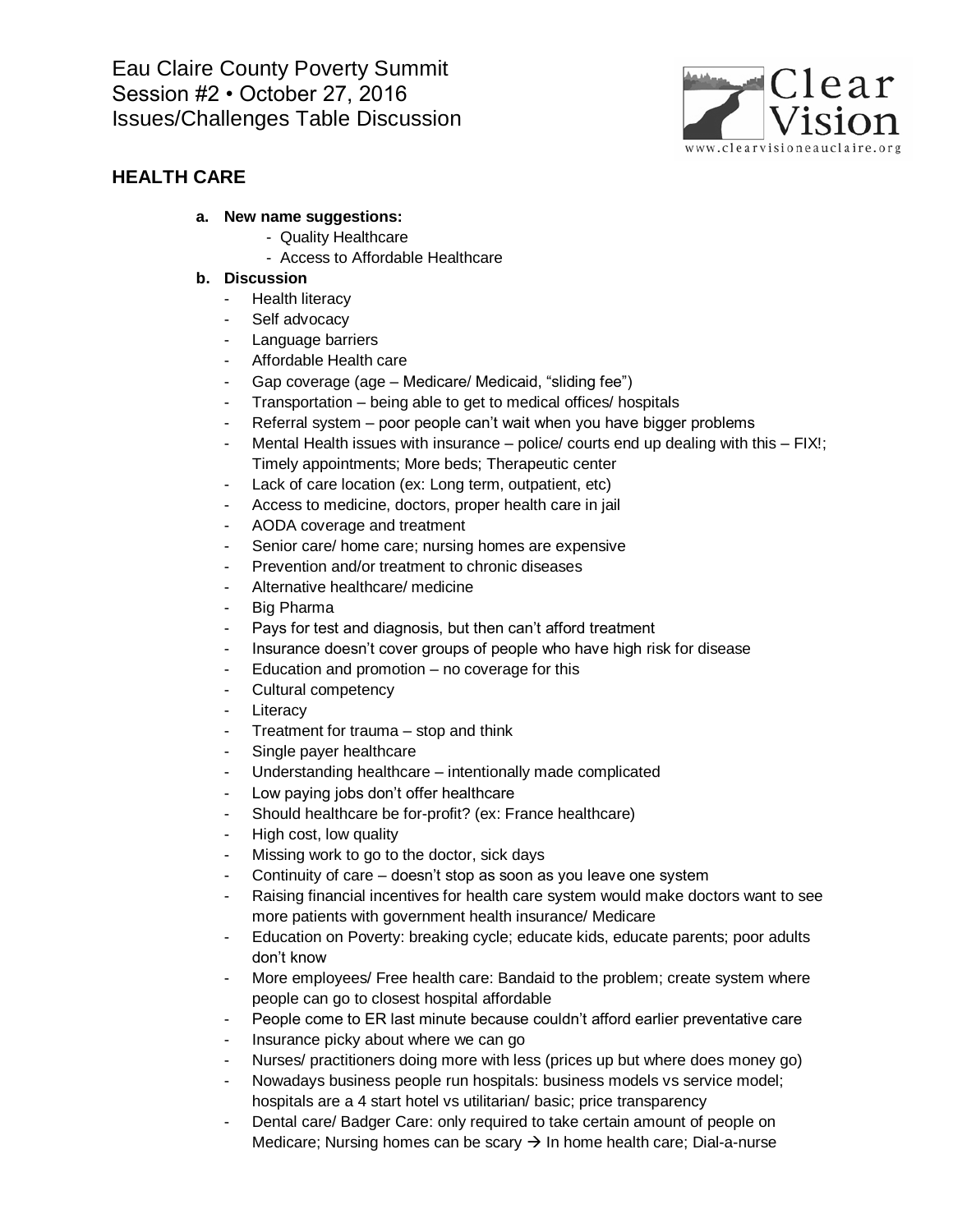Eau Claire County Poverty Summit
Session #2 • October 27, 2016
Issues/Challenges Table Discussion

## HEALTH CARE

**a. New name suggestions:**
- Quality Healthcare
- Access to Affordable Healthcare

**b. Discussion**
- Health literacy
- Self advocacy
- Language barriers
- Affordable Health care
- Gap coverage (age – Medicare/ Medicaid, "sliding fee")
- Transportation – being able to get to medical offices/ hospitals
- Referral system – poor people can't wait when you have bigger problems
- Mental Health issues with insurance – police/ courts end up dealing with this – FIX!; Timely appointments; More beds; Therapeutic center
- Lack of care location (ex: Long term, outpatient, etc)
- Access to medicine, doctors, proper health care in jail
- AODA coverage and treatment
- Senior care/ home care; nursing homes are expensive
- Prevention and/or treatment to chronic diseases
- Alternative healthcare/ medicine
- Big Pharma
- Pays for test and diagnosis, but then can't afford treatment
- Insurance doesn't cover groups of people who have high risk for disease
- Education and promotion – no coverage for this
- Cultural competency
- Literacy
- Treatment for trauma – stop and think
- Single payer healthcare
- Understanding healthcare – intentionally made complicated
- Low paying jobs don't offer healthcare
- Should healthcare be for-profit? (ex: France healthcare)
- High cost, low quality
- Missing work to go to the doctor, sick days
- Continuity of care – doesn't stop as soon as you leave one system
- Raising financial incentives for health care system would make doctors want to see more patients with government health insurance/ Medicare
- Education on Poverty: breaking cycle; educate kids, educate parents; poor adults don't know
- More employees/ Free health care: Bandaid to the problem; create system where people can go to closest hospital affordable
- People come to ER last minute because couldn't afford earlier preventative care
- Insurance picky about where we can go
- Nurses/ practitioners doing more with less (prices up but where does money go)
- Nowadays business people run hospitals: business models vs service model; hospitals are a 4 start hotel vs utilitarian/ basic; price transparency
- Dental care/ Badger Care: only required to take certain amount of people on Medicare; Nursing homes can be scary → In home health care; Dial-a-nurse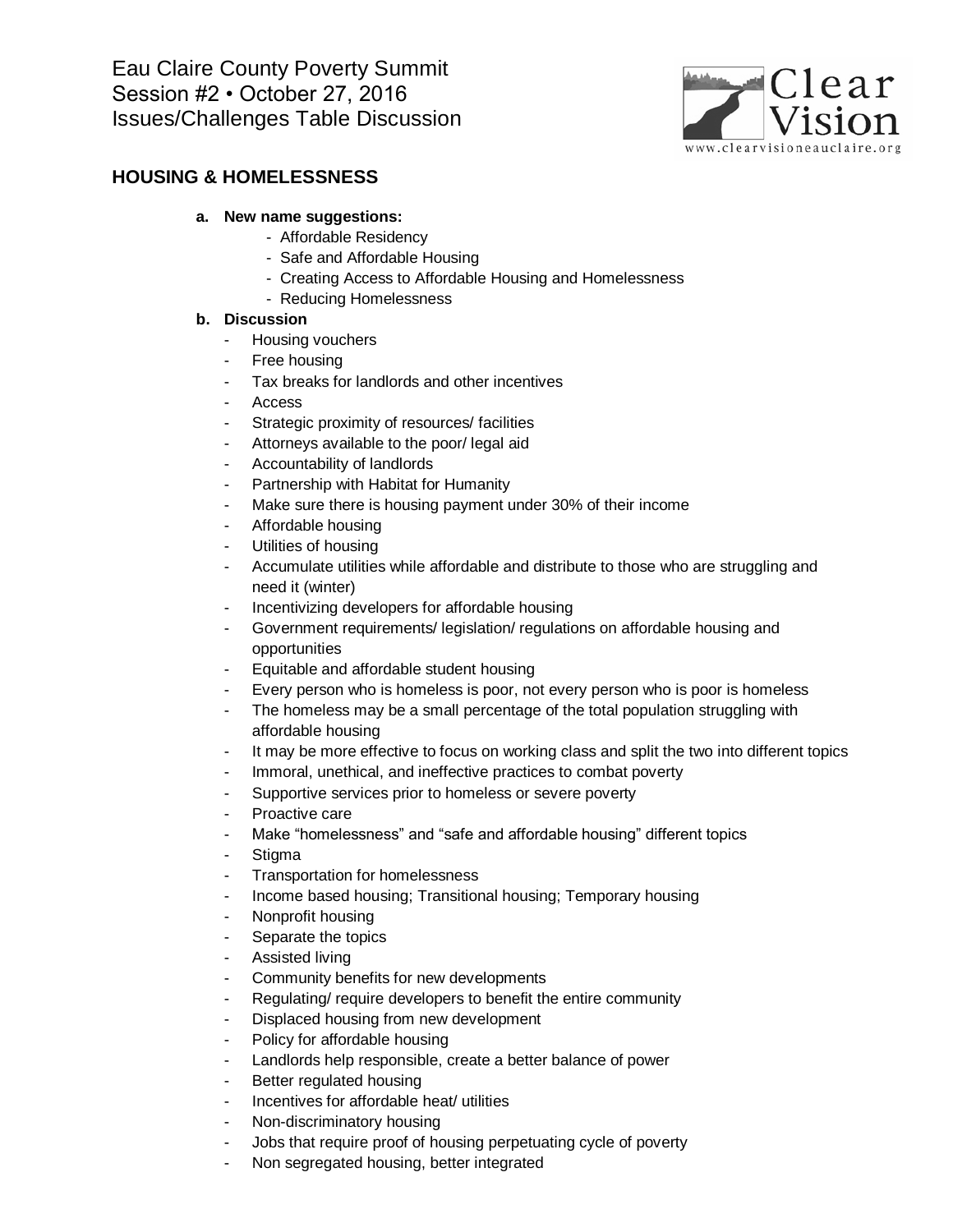Eau Claire County Poverty Summit
Session #2 • October 27, 2016
Issues/Challenges Table Discussion

## HOUSING & HOMELESSNESS

**a. New name suggestions:**

- Affordable Residency
- Safe and Affordable Housing
- Creating Access to Affordable Housing and Homelessness
- Reducing Homelessness

**b. Discussion**

- Housing vouchers
- Free housing
- Tax breaks for landlords and other incentives
- Access
- Strategic proximity of resources/ facilities
- Attorneys available to the poor/ legal aid
- Accountability of landlords
- Partnership with Habitat for Humanity
- Make sure there is housing payment under 30% of their income
- Affordable housing
- Utilities of housing
- Accumulate utilities while affordable and distribute to those who are struggling and need it (winter)
- Incentivizing developers for affordable housing
- Government requirements/ legislation/ regulations on affordable housing and opportunities
- Equitable and affordable student housing
- Every person who is homeless is poor, not every person who is poor is homeless
- The homeless may be a small percentage of the total population struggling with affordable housing
- It may be more effective to focus on working class and split the two into different topics
- Immoral, unethical, and ineffective practices to combat poverty
- Supportive services prior to homeless or severe poverty
- Proactive care
- Make "homelessness" and "safe and affordable housing" different topics
- Stigma
- Transportation for homelessness
- Income based housing; Transitional housing; Temporary housing
- Nonprofit housing
- Separate the topics
- Assisted living
- Community benefits for new developments
- Regulating/ require developers to benefit the entire community
- Displaced housing from new development
- Policy for affordable housing
- Landlords help responsible, create a better balance of power
- Better regulated housing
- Incentives for affordable heat/ utilities
- Non-discriminatory housing
- Jobs that require proof of housing perpetuating cycle of poverty
- Non segregated housing, better integrated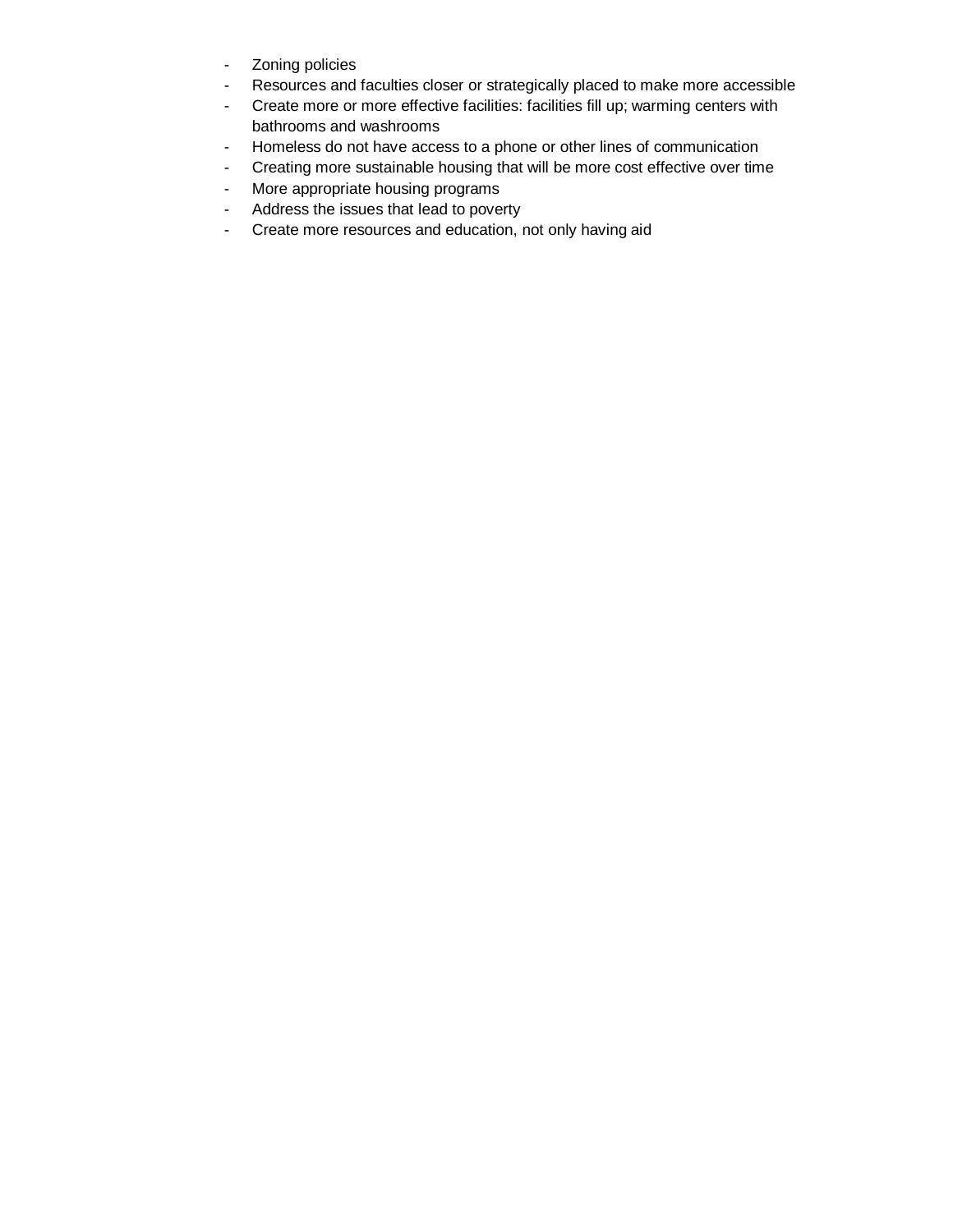- Zoning policies
- Resources and faculties closer or strategically placed to make more accessible
- Create more or more effective facilities: facilities fill up; warming centers with bathrooms and washrooms
- Homeless do not have access to a phone or other lines of communication
- Creating more sustainable housing that will be more cost effective over time
- More appropriate housing programs
- Address the issues that lead to poverty
- Create more resources and education, not only having aid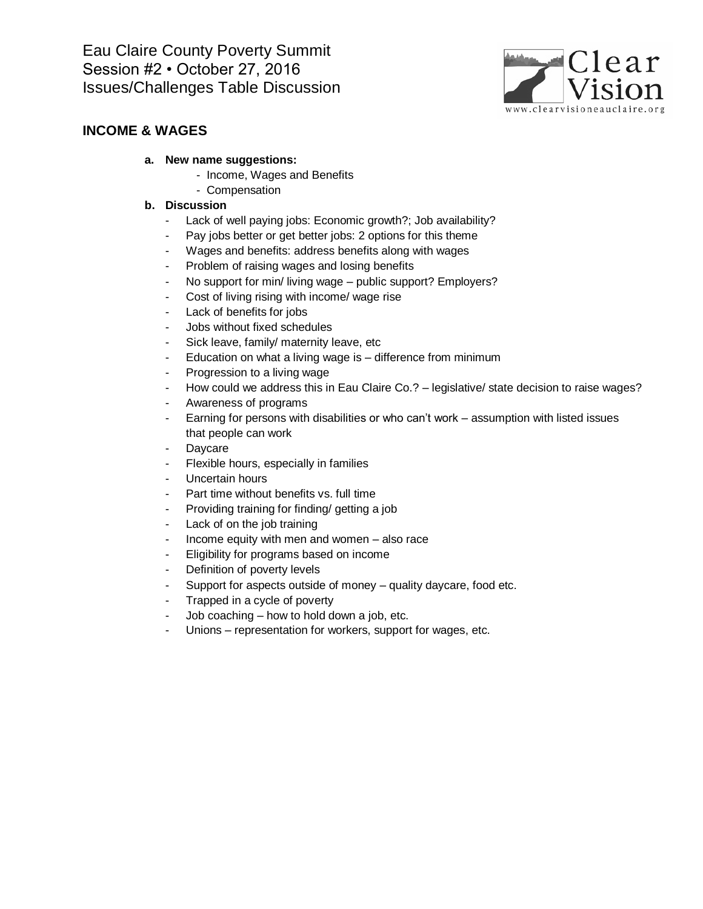Eau Claire County Poverty Summit
Session #2 • October 27, 2016
Issues/Challenges Table Discussion

## INCOME & WAGES

**a. New name suggestions:**
- Income, Wages and Benefits
- Compensation

**b. Discussion**
- Lack of well paying jobs: Economic growth?; Job availability?
- Pay jobs better or get better jobs: 2 options for this theme
- Wages and benefits: address benefits along with wages
- Problem of raising wages and losing benefits
- No support for min/ living wage – public support? Employers?
- Cost of living rising with income/ wage rise
- Lack of benefits for jobs
- Jobs without fixed schedules
- Sick leave, family/ maternity leave, etc
- Education on what a living wage is – difference from minimum
- Progression to a living wage
- How could we address this in Eau Claire Co.? – legislative/ state decision to raise wages?
- Awareness of programs
- Earning for persons with disabilities or who can't work – assumption with listed issues that people can work
- Daycare
- Flexible hours, especially in families
- Uncertain hours
- Part time without benefits vs. full time
- Providing training for finding/ getting a job
- Lack of on the job training
- Income equity with men and women – also race
- Eligibility for programs based on income
- Definition of poverty levels
- Support for aspects outside of money – quality daycare, food etc.
- Trapped in a cycle of poverty
- Job coaching – how to hold down a job, etc.
- Unions – representation for workers, support for wages, etc.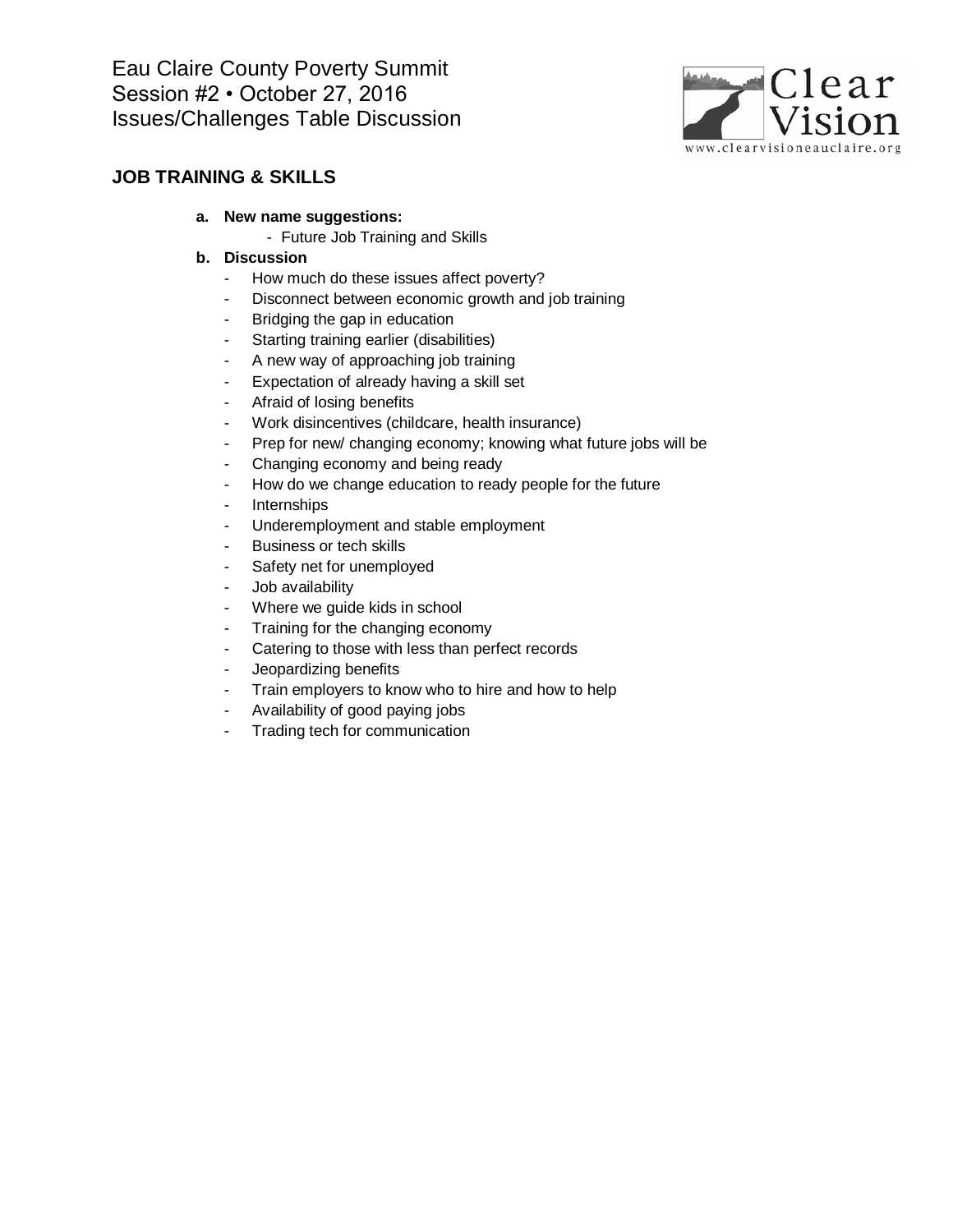Eau Claire County Poverty Summit
Session #2 • October 27, 2016
Issues/Challenges Table Discussion

## JOB TRAINING & SKILLS

**a. New name suggestions:**
- Future Job Training and Skills

**b. Discussion**
- How much do these issues affect poverty?
- Disconnect between economic growth and job training
- Bridging the gap in education
- Starting training earlier (disabilities)
- A new way of approaching job training
- Expectation of already having a skill set
- Afraid of losing benefits
- Work disincentives (childcare, health insurance)
- Prep for new/ changing economy; knowing what future jobs will be
- Changing economy and being ready
- How do we change education to ready people for the future
- Internships
- Underemployment and stable employment
- Business or tech skills
- Safety net for unemployed
- Job availability
- Where we guide kids in school
- Training for the changing economy
- Catering to those with less than perfect records
- Jeopardizing benefits
- Train employers to know who to hire and how to help
- Availability of good paying jobs
- Trading tech for communication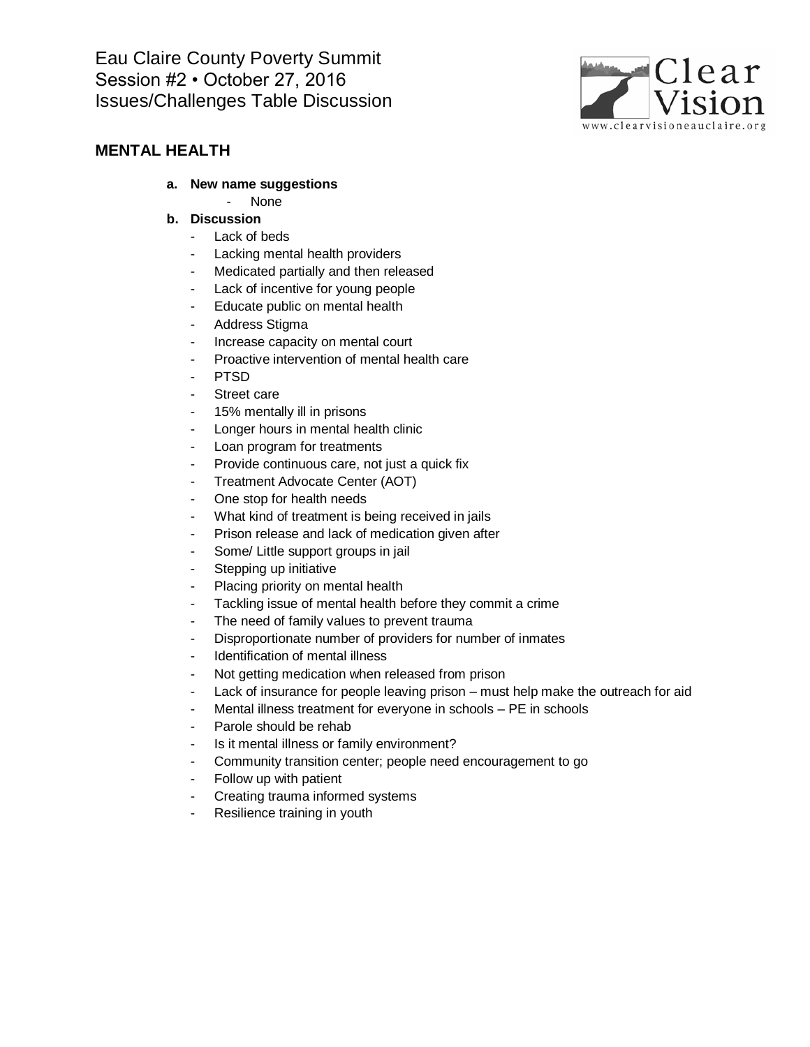Eau Claire County Poverty Summit
Session #2 • October 27, 2016
Issues/Challenges Table Discussion

## MENTAL HEALTH

**a. New name suggestions**

- None

**b. Discussion**

- Lack of beds
- Lacking mental health providers
- Medicated partially and then released
- Lack of incentive for young people
- Educate public on mental health
- Address Stigma
- Increase capacity on mental court
- Proactive intervention of mental health care
- PTSD
- Street care
- 15% mentally ill in prisons
- Longer hours in mental health clinic
- Loan program for treatments
- Provide continuous care, not just a quick fix
- Treatment Advocate Center (AOT)
- One stop for health needs
- What kind of treatment is being received in jails
- Prison release and lack of medication given after
- Some/ Little support groups in jail
- Stepping up initiative
- Placing priority on mental health
- Tackling issue of mental health before they commit a crime
- The need of family values to prevent trauma
- Disproportionate number of providers for number of inmates
- Identification of mental illness
- Not getting medication when released from prison
- Lack of insurance for people leaving prison – must help make the outreach for aid
- Mental illness treatment for everyone in schools – PE in schools
- Parole should be rehab
- Is it mental illness or family environment?
- Community transition center; people need encouragement to go
- Follow up with patient
- Creating trauma informed systems
- Resilience training in youth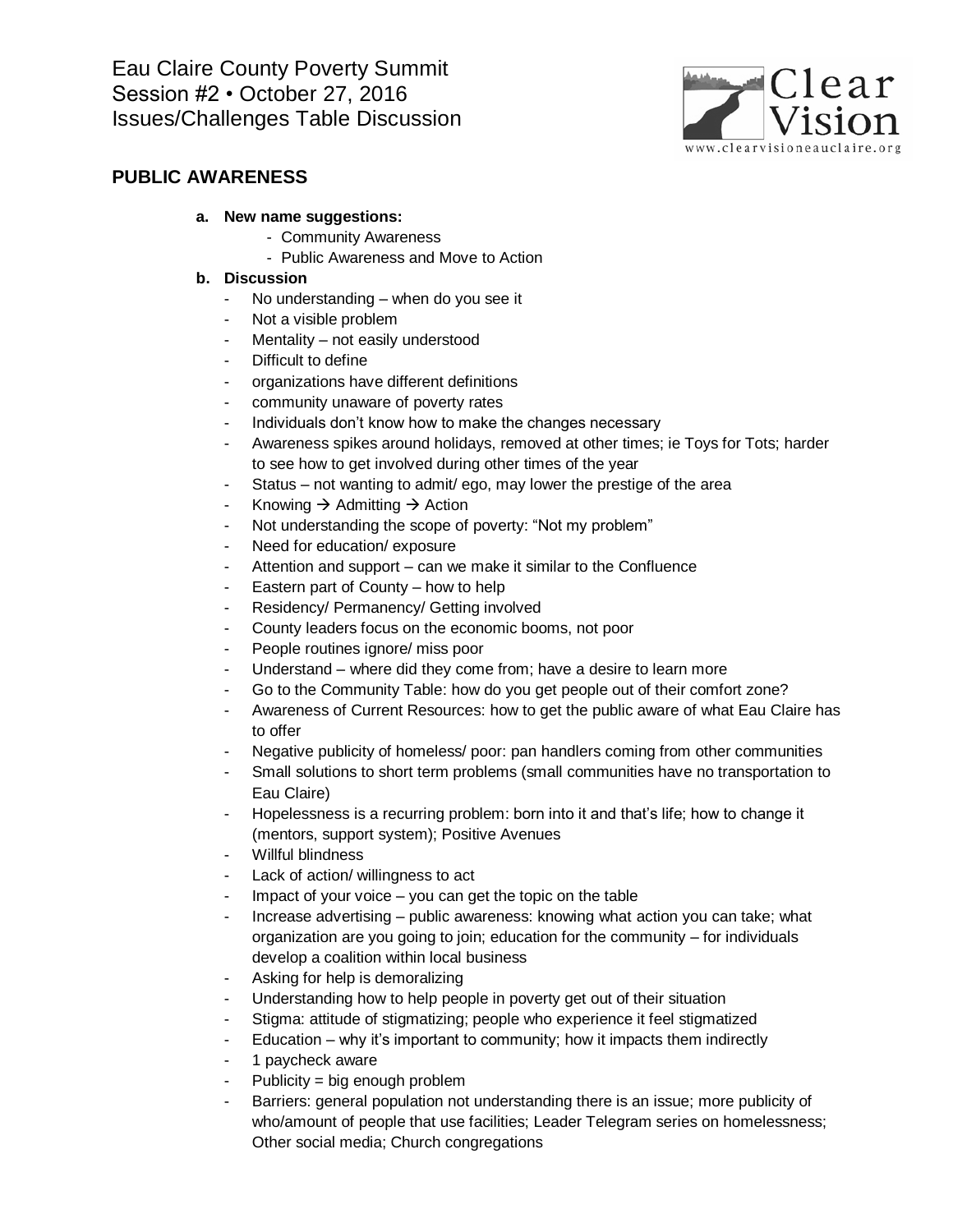Eau Claire County Poverty Summit
Session #2 • October 27, 2016
Issues/Challenges Table Discussion

## PUBLIC AWARENESS

**a. New name suggestions:**

- Community Awareness
- Public Awareness and Move to Action

**b. Discussion**

- No understanding – when do you see it
- Not a visible problem
- Mentality – not easily understood
- Difficult to define
- organizations have different definitions
- community unaware of poverty rates
- Individuals don't know how to make the changes necessary
- Awareness spikes around holidays, removed at other times; ie Toys for Tots; harder to see how to get involved during other times of the year
- Status – not wanting to admit/ ego, may lower the prestige of the area
- Knowing → Admitting → Action
- Not understanding the scope of poverty: "Not my problem"
- Need for education/ exposure
- Attention and support – can we make it similar to the Confluence
- Eastern part of County – how to help
- Residency/ Permanency/ Getting involved
- County leaders focus on the economic booms, not poor
- People routines ignore/ miss poor
- Understand – where did they come from; have a desire to learn more
- Go to the Community Table: how do you get people out of their comfort zone?
- Awareness of Current Resources: how to get the public aware of what Eau Claire has to offer
- Negative publicity of homeless/ poor: pan handlers coming from other communities
- Small solutions to short term problems (small communities have no transportation to Eau Claire)
- Hopelessness is a recurring problem: born into it and that's life; how to change it (mentors, support system); Positive Avenues
- Willful blindness
- Lack of action/ willingness to act
- Impact of your voice – you can get the topic on the table
- Increase advertising – public awareness: knowing what action you can take; what organization are you going to join; education for the community – for individuals develop a coalition within local business
- Asking for help is demoralizing
- Understanding how to help people in poverty get out of their situation
- Stigma: attitude of stigmatizing; people who experience it feel stigmatized
- Education – why it's important to community; how it impacts them indirectly
- 1 paycheck aware
- Publicity = big enough problem
- Barriers: general population not understanding there is an issue; more publicity of who/amount of people that use facilities; Leader Telegram series on homelessness; Other social media; Church congregations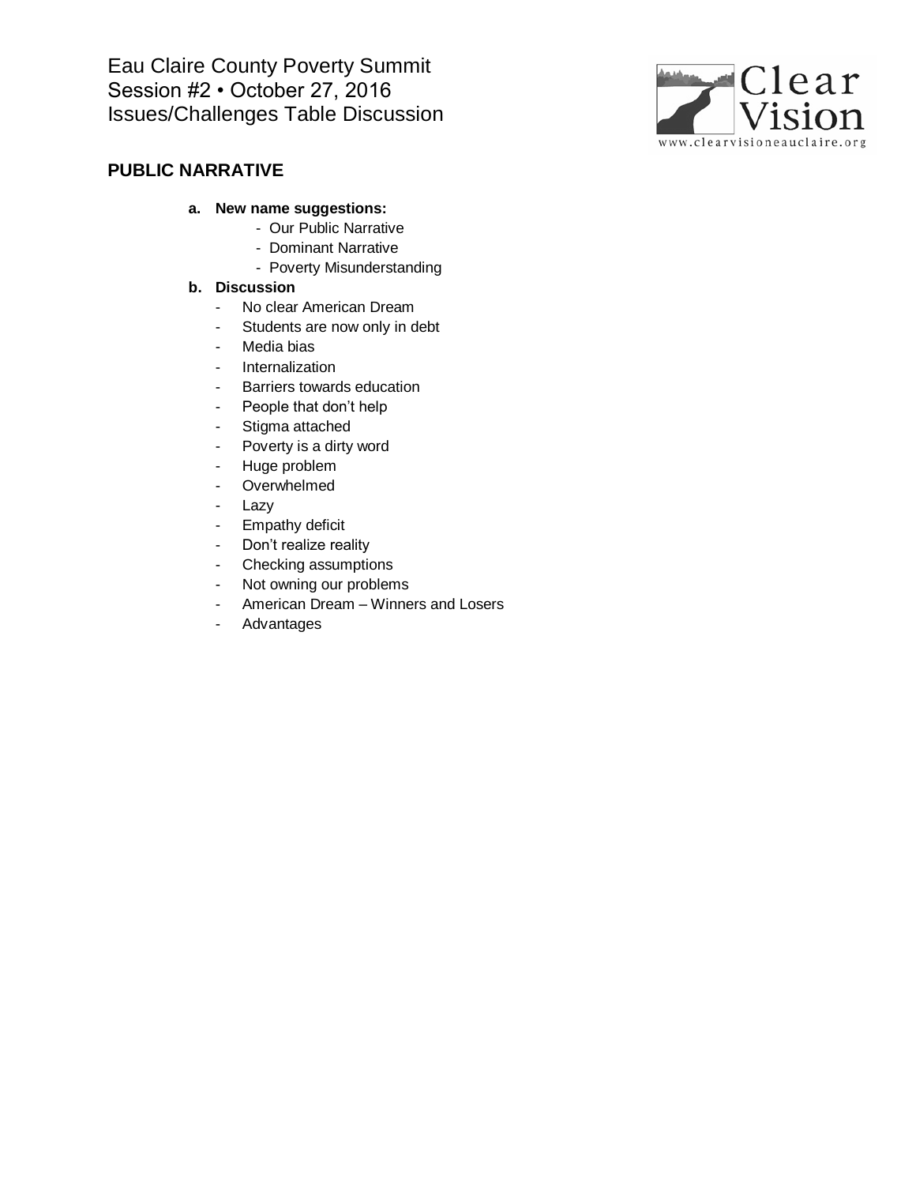Eau Claire County Poverty Summit
Session #2 • October 27, 2016
Issues/Challenges Table Discussion

## PUBLIC NARRATIVE

**a. New name suggestions:**

- Our Public Narrative
- Dominant Narrative
- Poverty Misunderstanding

**b. Discussion**

- No clear American Dream
- Students are now only in debt
- Media bias
- Internalization
- Barriers towards education
- People that don't help
- Stigma attached
- Poverty is a dirty word
- Huge problem
- Overwhelmed
- Lazy
- Empathy deficit
- Don't realize reality
- Checking assumptions
- Not owning our problems
- American Dream – Winners and Losers
- Advantages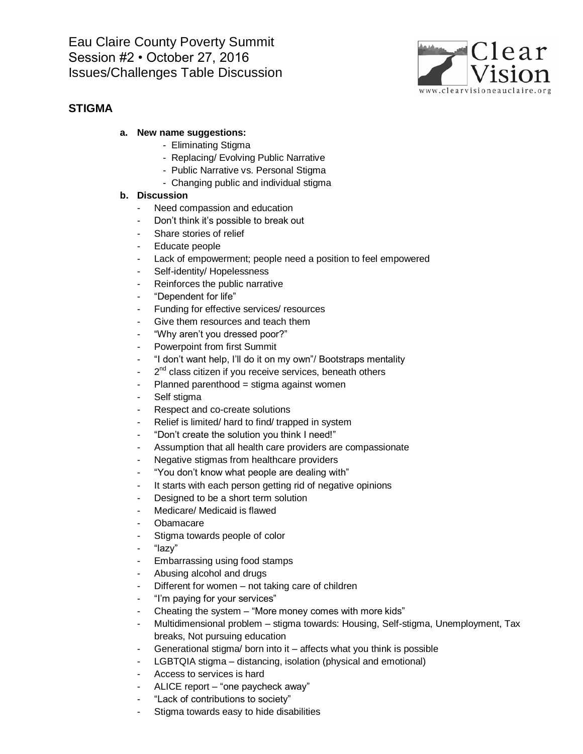Eau Claire County Poverty Summit
Session #2 • October 27, 2016
Issues/Challenges Table Discussion

## STIGMA

**a. New name suggestions:**

- Eliminating Stigma
- Replacing/ Evolving Public Narrative
- Public Narrative vs. Personal Stigma
- Changing public and individual stigma

**b. Discussion**

- Need compassion and education
- Don't think it's possible to break out
- Share stories of relief
- Educate people
- Lack of empowerment; people need a position to feel empowered
- Self-identity/ Hopelessness
- Reinforces the public narrative
- "Dependent for life"
- Funding for effective services/ resources
- Give them resources and teach them
- "Why aren't you dressed poor?"
- Powerpoint from first Summit
- "I don't want help, I'll do it on my own"/ Bootstraps mentality
- 2nd class citizen if you receive services, beneath others
- Planned parenthood = stigma against women
- Self stigma
- Respect and co-create solutions
- Relief is limited/ hard to find/ trapped in system
- "Don't create the solution you think I need!"
- Assumption that all health care providers are compassionate
- Negative stigmas from healthcare providers
- "You don't know what people are dealing with"
- It starts with each person getting rid of negative opinions
- Designed to be a short term solution
- Medicare/ Medicaid is flawed
- Obamacare
- Stigma towards people of color
- "lazy"
- Embarrassing using food stamps
- Abusing alcohol and drugs
- Different for women – not taking care of children
- "I'm paying for your services"
- Cheating the system – "More money comes with more kids"
- Multidimensional problem – stigma towards: Housing, Self-stigma, Unemployment, Tax breaks, Not pursuing education
- Generational stigma/ born into it – affects what you think is possible
- LGBTQIA stigma – distancing, isolation (physical and emotional)
- Access to services is hard
- ALICE report – "one paycheck away"
- "Lack of contributions to society"
- Stigma towards easy to hide disabilities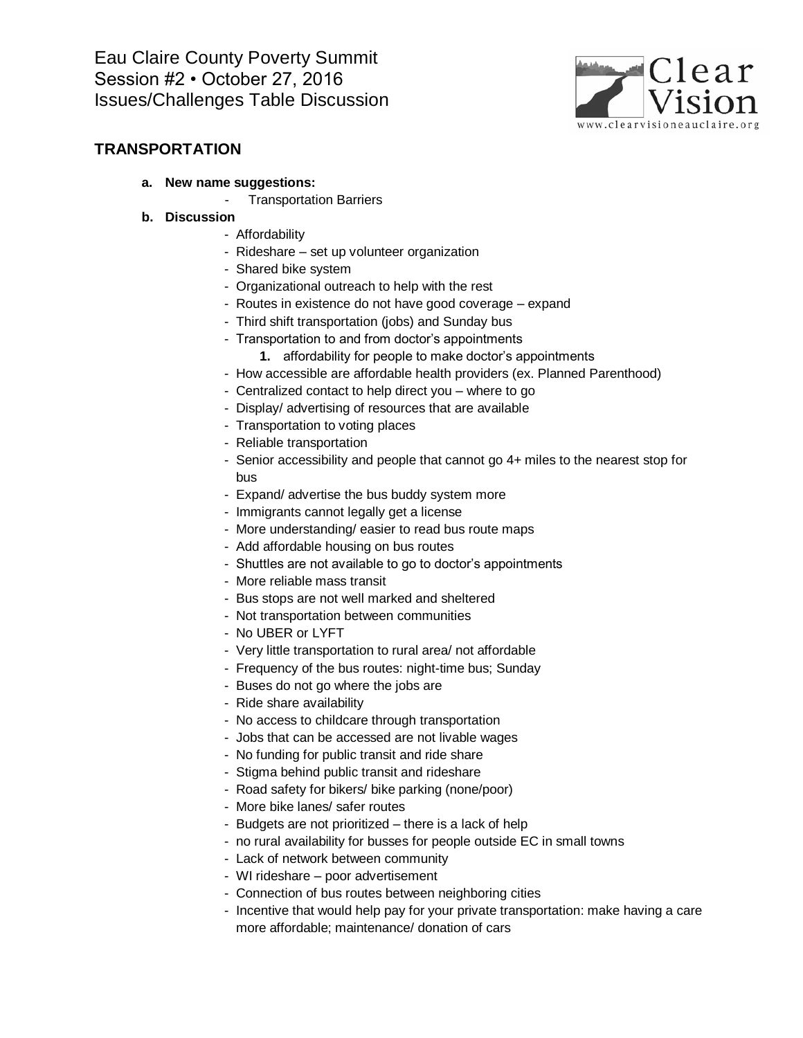Eau Claire County Poverty Summit
Session #2 • October 27, 2016
Issues/Challenges Table Discussion

## TRANSPORTATION

**a. New name suggestions:**

- Transportation Barriers

**b. Discussion**

- Affordability
- Rideshare – set up volunteer organization
- Shared bike system
- Organizational outreach to help with the rest
- Routes in existence do not have good coverage – expand
- Third shift transportation (jobs) and Sunday bus
- Transportation to and from doctor's appointments
    1. affordability for people to make doctor's appointments
- How accessible are affordable health providers (ex. Planned Parenthood)
- Centralized contact to help direct you – where to go
- Display/ advertising of resources that are available
- Transportation to voting places
- Reliable transportation
- Senior accessibility and people that cannot go 4+ miles to the nearest stop for bus
- Expand/ advertise the bus buddy system more
- Immigrants cannot legally get a license
- More understanding/ easier to read bus route maps
- Add affordable housing on bus routes
- Shuttles are not available to go to doctor's appointments
- More reliable mass transit
- Bus stops are not well marked and sheltered
- Not transportation between communities
- No UBER or LYFT
- Very little transportation to rural area/ not affordable
- Frequency of the bus routes: night-time bus; Sunday
- Buses do not go where the jobs are
- Ride share availability
- No access to childcare through transportation
- Jobs that can be accessed are not livable wages
- No funding for public transit and ride share
- Stigma behind public transit and rideshare
- Road safety for bikers/ bike parking (none/poor)
- More bike lanes/ safer routes
- Budgets are not prioritized – there is a lack of help
- no rural availability for busses for people outside EC in small towns
- Lack of network between community
- WI rideshare – poor advertisement
- Connection of bus routes between neighboring cities
- Incentive that would help pay for your private transportation: make having a care more affordable; maintenance/ donation of cars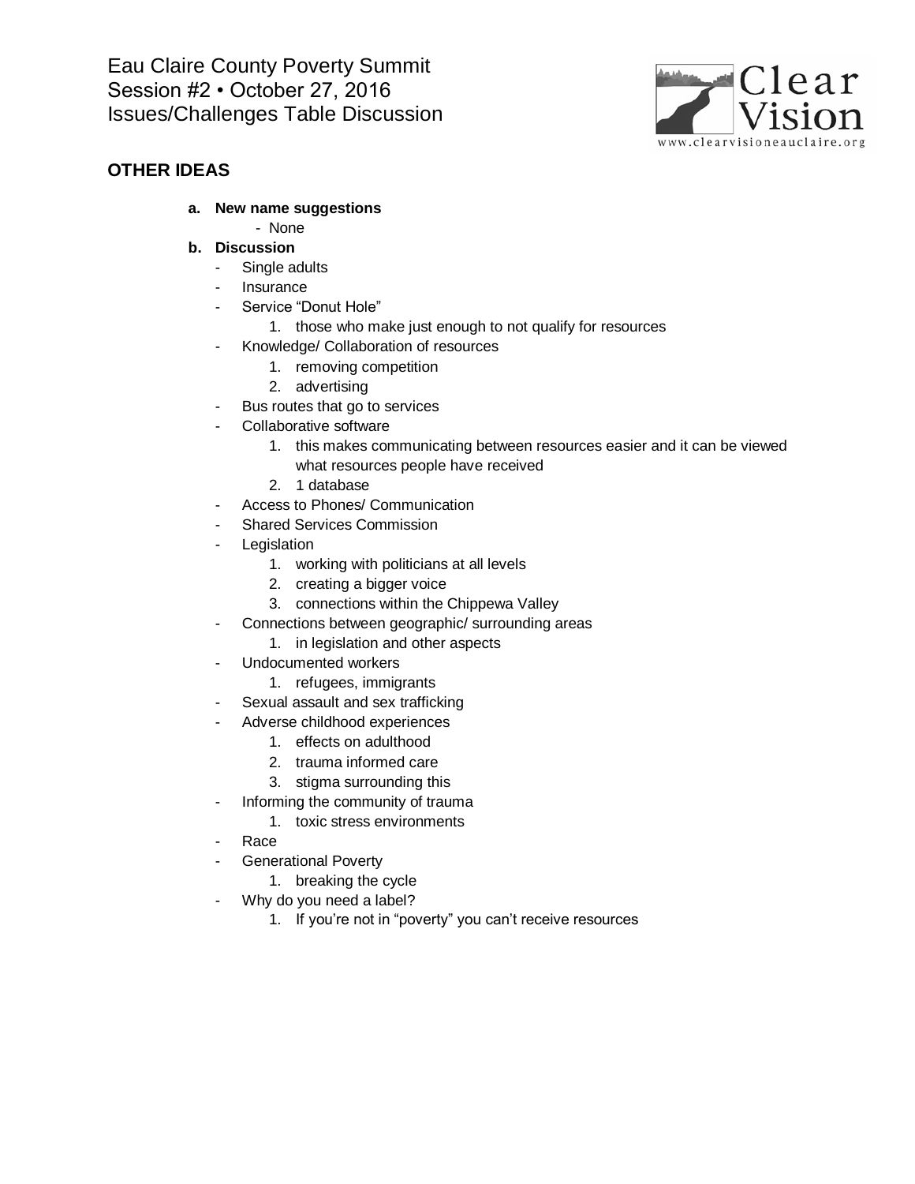Eau Claire County Poverty Summit
Session #2 • October 27, 2016
Issues/Challenges Table Discussion

## OTHER IDEAS

a. **New name suggestions**
   - None
b. **Discussion**
   - Single adults
   - Insurance
   - Service "Donut Hole"
     1. those who make just enough to not qualify for resources
   - Knowledge/ Collaboration of resources
     1. removing competition
     2. advertising
   - Bus routes that go to services
   - Collaborative software
     1. this makes communicating between resources easier and it can be viewed what resources people have received
     2. 1 database
   - Access to Phones/ Communication
   - Shared Services Commission
   - Legislation
     1. working with politicians at all levels
     2. creating a bigger voice
     3. connections within the Chippewa Valley
   - Connections between geographic/ surrounding areas
     1. in legislation and other aspects
   - Undocumented workers
     1. refugees, immigrants
   - Sexual assault and sex trafficking
   - Adverse childhood experiences
     1. effects on adulthood
     2. trauma informed care
     3. stigma surrounding this
   - Informing the community of trauma
     1. toxic stress environments
   - Race
   - Generational Poverty
     1. breaking the cycle
   - Why do you need a label?
     1. If you're not in "poverty" you can't receive resources